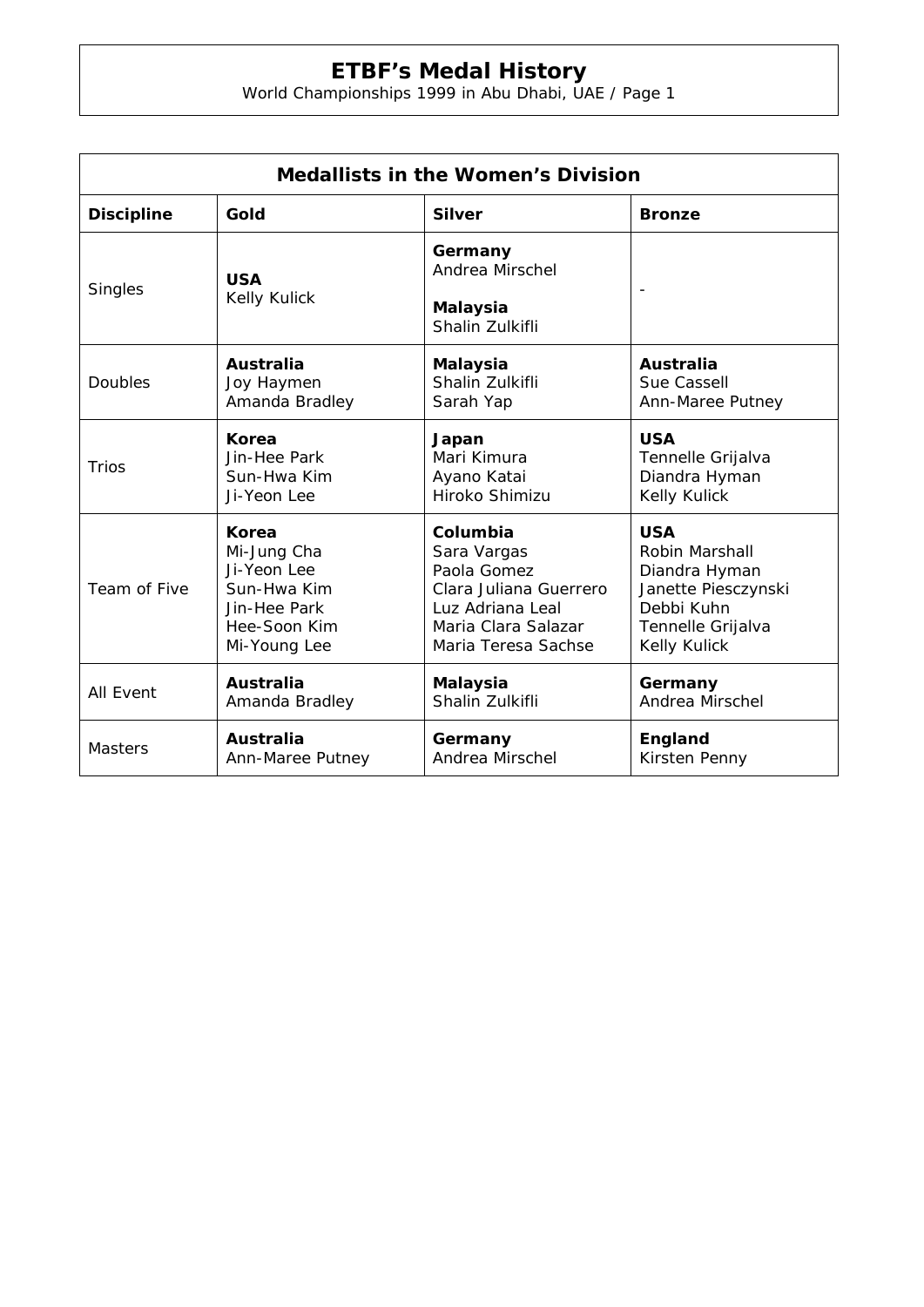# ETBF's Medal History

World Championships 1999 in Abu Dhabi, UAE / Page 1

| Medallists in the Women's Division | | | |
|---|---|---|---|
| **Discipline** | **Gold** | **Silver** | **Bronze** |
| Singles | **USA**<br>Kelly Kulick | **Germany**<br>Andrea Mirschel<br><br>**Malaysia**<br>Shalin Zulkifli | - |
| Doubles | **Australia**<br>Joy Haymen<br>Amanda Bradley | **Malaysia**<br>Shalin Zulkifli<br>Sarah Yap | **Australia**<br>Sue Cassell<br>Ann-Maree Putney |
| Trios | **Korea**<br>Jin-Hee Park<br>Sun-Hwa Kim<br>Ji-Yeon Lee | **Japan**<br>Mari Kimura<br>Ayano Katai<br>Hiroko Shimizu | **USA**<br>Tennelle Grijalva<br>Diandra Hyman<br>Kelly Kulick |
| Team of Five | **Korea**<br>Mi-Jung Cha<br>Ji-Yeon Lee<br>Sun-Hwa Kim<br>Jin-Hee Park<br>Hee-Soon Kim<br>Mi-Young Lee | **Columbia**<br>Sara Vargas<br>Paola Gomez<br>Clara Juliana Guerrero<br>Luz Adriana Leal<br>Maria Clara Salazar<br>Maria Teresa Sachse | **USA**<br>Robin Marshall<br>Diandra Hyman<br>Janette Piesczynski<br>Debbi Kuhn<br>Tennelle Grijalva<br>Kelly Kulick |
| All Event | **Australia**<br>Amanda Bradley | **Malaysia**<br>Shalin Zulkifli | **Germany**<br>Andrea Mirschel |
| Masters | **Australia**<br>Ann-Maree Putney | **Germany**<br>Andrea Mirschel | **England**<br>Kirsten Penny |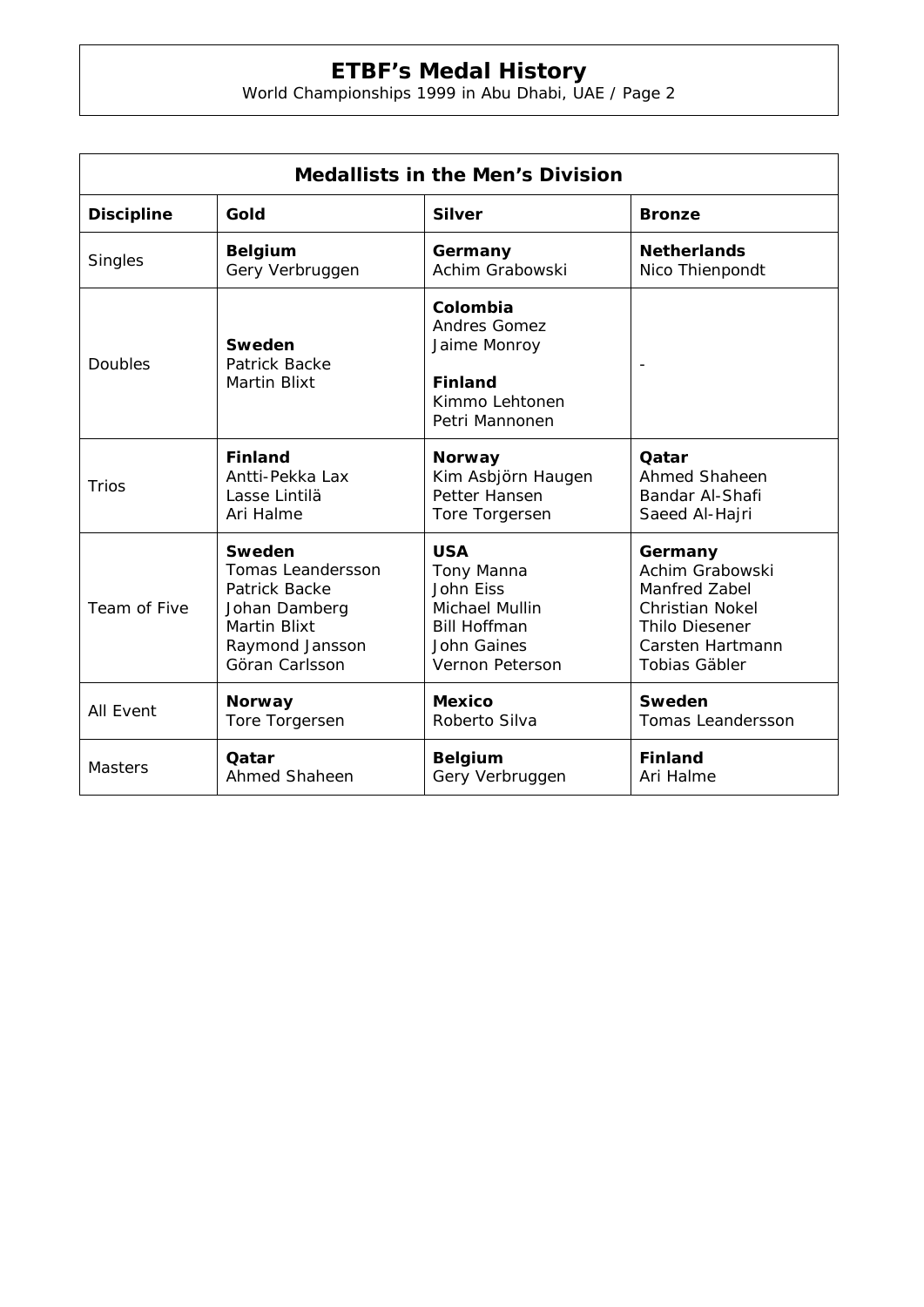# ETBF's Medal History

World Championships 1999 in Abu Dhabi, UAE / Page 2

| Medallists in the Men's Division | | | |
|---|---|---|---|
| **Discipline** | **Gold** | **Silver** | **Bronze** |
| Singles | **Belgium**<br>Gery Verbruggen | **Germany**<br>Achim Grabowski | **Netherlands**<br>Nico Thienpondt |
| Doubles | **Sweden**<br>Patrick Backe<br>Martin Blixt | **Colombia**<br>Andres Gomez<br>Jaime Monroy<br><br>**Finland**<br>Kimmo Lehtonen<br>Petri Mannonen | - |
| Trios | **Finland**<br>Antti-Pekka Lax<br>Lasse Lintilä<br>Ari Halme | **Norway**<br>Kim Asbjörn Haugen<br>Petter Hansen<br>Tore Torgersen | **Qatar**<br>Ahmed Shaheen<br>Bandar Al-Shafi<br>Saeed Al-Hajri |
| Team of Five | **Sweden**<br>Tomas Leandersson<br>Patrick Backe<br>Johan Damberg<br>Martin Blixt<br>Raymond Jansson<br>Göran Carlsson | **USA**<br>Tony Manna<br>John Eiss<br>Michael Mullin<br>Bill Hoffman<br>John Gaines<br>Vernon Peterson | **Germany**<br>Achim Grabowski<br>Manfred Zabel<br>Christian Nokel<br>Thilo Diesener<br>Carsten Hartmann<br>Tobias Gäbler |
| All Event | **Norway**<br>Tore Torgersen | **Mexico**<br>Roberto Silva | **Sweden**<br>Tomas Leandersson |
| Masters | **Qatar**<br>Ahmed Shaheen | **Belgium**<br>Gery Verbruggen | **Finland**<br>Ari Halme |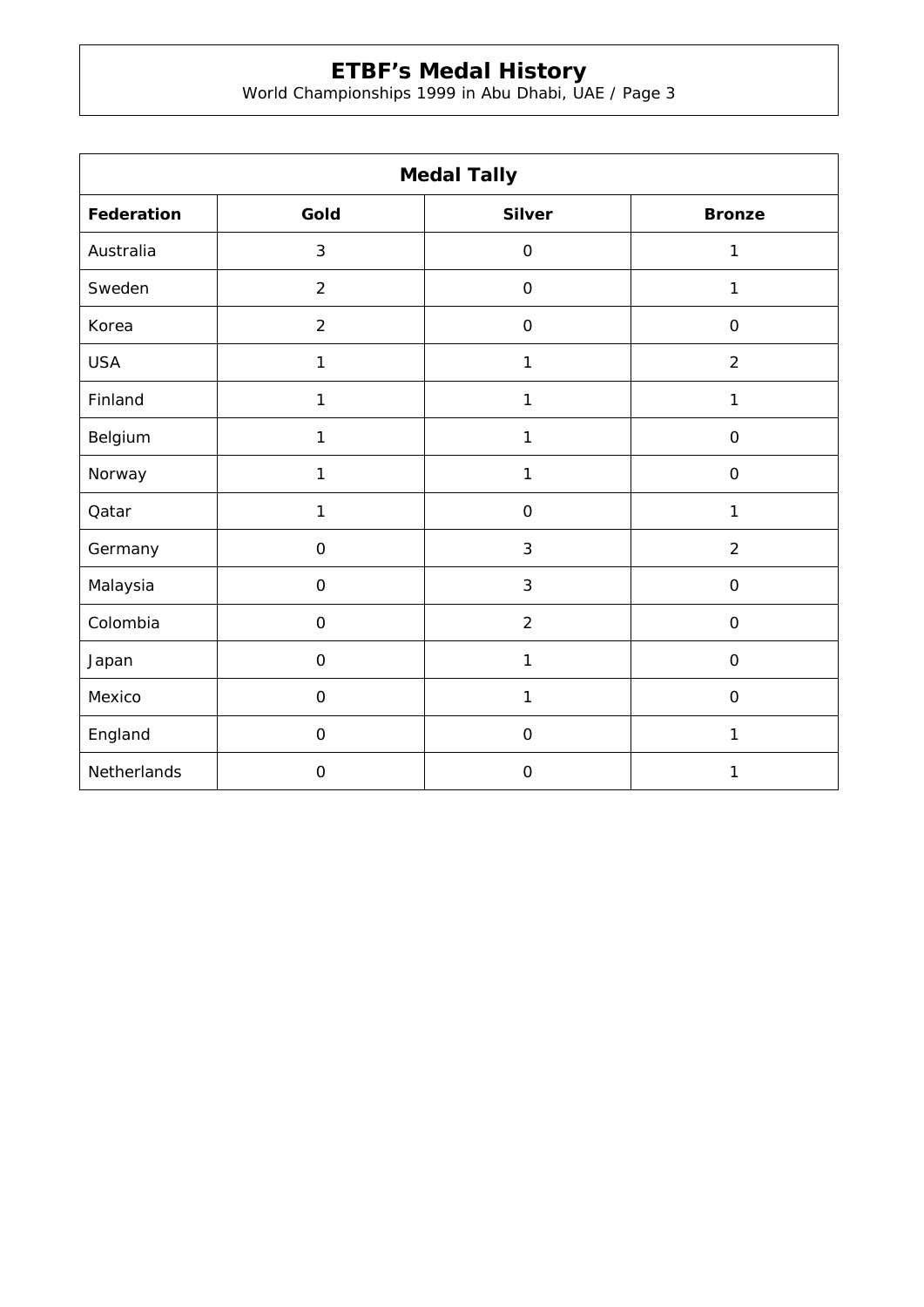# ETBF's Medal History

World Championships 1999 in Abu Dhabi, UAE / Page 3

| Medal Tally | | | |
|---|---|---|---|
| **Federation** | **Gold** | **Silver** | **Bronze** |
| Australia | 3 | 0 | 1 |
| Sweden | 2 | 0 | 1 |
| Korea | 2 | 0 | 0 |
| USA | 1 | 1 | 2 |
| Finland | 1 | 1 | 1 |
| Belgium | 1 | 1 | 0 |
| Norway | 1 | 1 | 0 |
| Qatar | 1 | 0 | 1 |
| Germany | 0 | 3 | 2 |
| Malaysia | 0 | 3 | 0 |
| Colombia | 0 | 2 | 0 |
| Japan | 0 | 1 | 0 |
| Mexico | 0 | 1 | 0 |
| England | 0 | 0 | 1 |
| Netherlands | 0 | 0 | 1 |